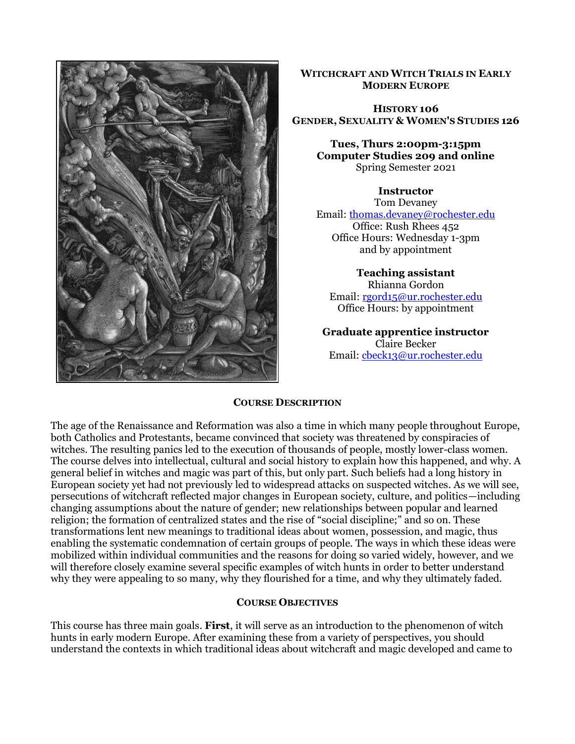# Witchcraft and Witch Trials in Early Modern Europe

**History 106**
**Gender, Sexuality & Women's Studies 126**

**Tues, Thurs 2:00pm-3:15pm**
**Computer Studies 209 and online**
Spring Semester 2021

**Instructor**
Tom Devaney
Email: thomas.devaney@rochester.edu
Office: Rush Rhees 452
Office Hours: Wednesday 1-3pm
and by appointment

**Teaching assistant**
Rhianna Gordon
Email: rgord15@ur.rochester.edu
Office Hours: by appointment

**Graduate apprentice instructor**
Claire Becker
Email: cbeck13@ur.rochester.edu

## Course Description

The age of the Renaissance and Reformation was also a time in which many people throughout Europe, both Catholics and Protestants, became convinced that society was threatened by conspiracies of witches. The resulting panics led to the execution of thousands of people, mostly lower-class women. The course delves into intellectual, cultural and social history to explain how this happened, and why. A general belief in witches and magic was part of this, but only part. Such beliefs had a long history in European society yet had not previously led to widespread attacks on suspected witches. As we will see, persecutions of witchcraft reflected major changes in European society, culture, and politics—including changing assumptions about the nature of gender; new relationships between popular and learned religion; the formation of centralized states and the rise of "social discipline;" and so on. These transformations lent new meanings to traditional ideas about women, possession, and magic, thus enabling the systematic condemnation of certain groups of people. The ways in which these ideas were mobilized within individual communities and the reasons for doing so varied widely, however, and we will therefore closely examine several specific examples of witch hunts in order to better understand why they were appealing to so many, why they flourished for a time, and why they ultimately faded.

## Course Objectives

This course has three main goals. **First**, it will serve as an introduction to the phenomenon of witch hunts in early modern Europe. After examining these from a variety of perspectives, you should understand the contexts in which traditional ideas about witchcraft and magic developed and came to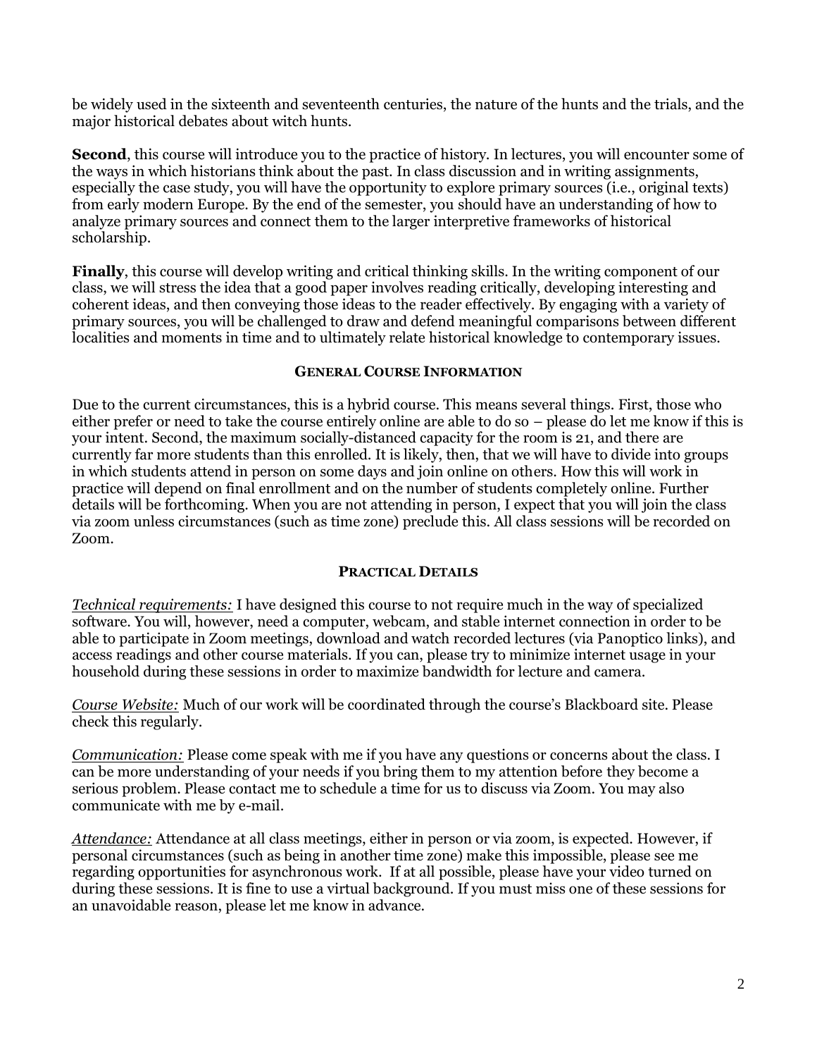be widely used in the sixteenth and seventeenth centuries, the nature of the hunts and the trials, and the major historical debates about witch hunts.

**Second**, this course will introduce you to the practice of history. In lectures, you will encounter some of the ways in which historians think about the past. In class discussion and in writing assignments, especially the case study, you will have the opportunity to explore primary sources (i.e., original texts) from early modern Europe. By the end of the semester, you should have an understanding of how to analyze primary sources and connect them to the larger interpretive frameworks of historical scholarship.

**Finally**, this course will develop writing and critical thinking skills. In the writing component of our class, we will stress the idea that a good paper involves reading critically, developing interesting and coherent ideas, and then conveying those ideas to the reader effectively. By engaging with a variety of primary sources, you will be challenged to draw and defend meaningful comparisons between different localities and moments in time and to ultimately relate historical knowledge to contemporary issues.

## GENERAL COURSE INFORMATION

Due to the current circumstances, this is a hybrid course. This means several things. First, those who either prefer or need to take the course entirely online are able to do so – please do let me know if this is your intent. Second, the maximum socially-distanced capacity for the room is 21, and there are currently far more students than this enrolled. It is likely, then, that we will have to divide into groups in which students attend in person on some days and join online on others. How this will work in practice will depend on final enrollment and on the number of students completely online. Further details will be forthcoming. When you are not attending in person, I expect that you will join the class via zoom unless circumstances (such as time zone) preclude this. All class sessions will be recorded on Zoom.

## PRACTICAL DETAILS

*Technical requirements:* I have designed this course to not require much in the way of specialized software. You will, however, need a computer, webcam, and stable internet connection in order to be able to participate in Zoom meetings, download and watch recorded lectures (via Panoptico links), and access readings and other course materials. If you can, please try to minimize internet usage in your household during these sessions in order to maximize bandwidth for lecture and camera.

*Course Website:* Much of our work will be coordinated through the course's Blackboard site. Please check this regularly.

*Communication:* Please come speak with me if you have any questions or concerns about the class. I can be more understanding of your needs if you bring them to my attention before they become a serious problem. Please contact me to schedule a time for us to discuss via Zoom. You may also communicate with me by e-mail.

*Attendance:* Attendance at all class meetings, either in person or via zoom, is expected. However, if personal circumstances (such as being in another time zone) make this impossible, please see me regarding opportunities for asynchronous work. If at all possible, please have your video turned on during these sessions. It is fine to use a virtual background. If you must miss one of these sessions for an unavoidable reason, please let me know in advance.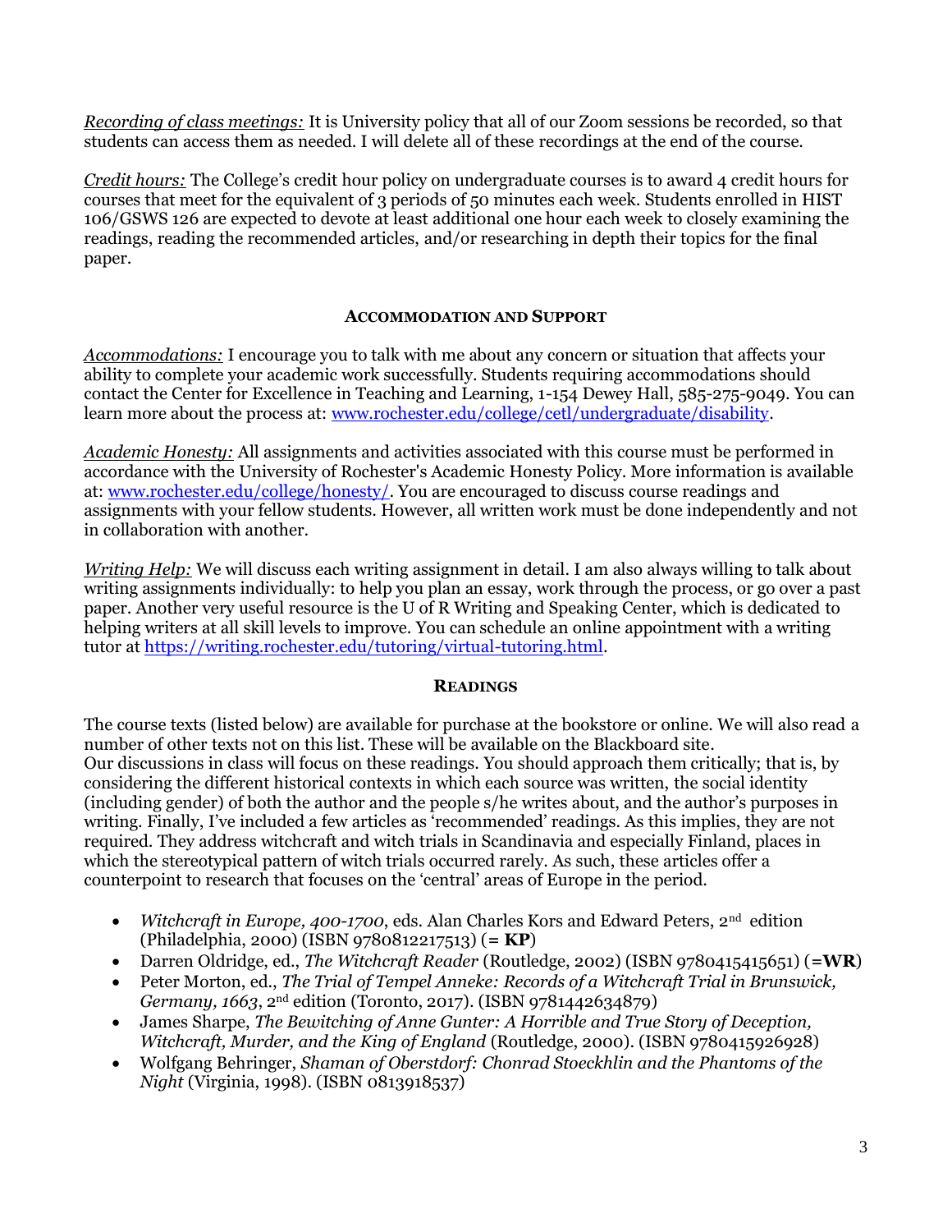*Recording of class meetings:* It is University policy that all of our Zoom sessions be recorded, so that students can access them as needed. I will delete all of these recordings at the end of the course.

*Credit hours:* The College's credit hour policy on undergraduate courses is to award 4 credit hours for courses that meet for the equivalent of 3 periods of 50 minutes each week. Students enrolled in HIST 106/GSWS 126 are expected to devote at least additional one hour each week to closely examining the readings, reading the recommended articles, and/or researching in depth their topics for the final paper.

## ACCOMMODATION AND SUPPORT

*Accommodations:* I encourage you to talk with me about any concern or situation that affects your ability to complete your academic work successfully. Students requiring accommodations should contact the Center for Excellence in Teaching and Learning, 1-154 Dewey Hall, 585-275-9049. You can learn more about the process at: [www.rochester.edu/college/cetl/undergraduate/disability](www.rochester.edu/college/cetl/undergraduate/disability).

*Academic Honesty:* All assignments and activities associated with this course must be performed in accordance with the University of Rochester's Academic Honesty Policy. More information is available at: [www.rochester.edu/college/honesty/](www.rochester.edu/college/honesty/). You are encouraged to discuss course readings and assignments with your fellow students. However, all written work must be done independently and not in collaboration with another.

*Writing Help:* We will discuss each writing assignment in detail. I am also always willing to talk about writing assignments individually: to help you plan an essay, work through the process, or go over a past paper. Another very useful resource is the U of R Writing and Speaking Center, which is dedicated to helping writers at all skill levels to improve. You can schedule an online appointment with a writing tutor at [https://writing.rochester.edu/tutoring/virtual-tutoring.html](https://writing.rochester.edu/tutoring/virtual-tutoring.html).

## READINGS

The course texts (listed below) are available for purchase at the bookstore or online. We will also read a number of other texts not on this list. These will be available on the Blackboard site.
Our discussions in class will focus on these readings. You should approach them critically; that is, by considering the different historical contexts in which each source was written, the social identity (including gender) of both the author and the people s/he writes about, and the author's purposes in writing. Finally, I've included a few articles as 'recommended' readings. As this implies, they are not required. They address witchcraft and witch trials in Scandinavia and especially Finland, places in which the stereotypical pattern of witch trials occurred rarely. As such, these articles offer a counterpoint to research that focuses on the 'central' areas of Europe in the period.

- *Witchcraft in Europe, 400-1700*, eds. Alan Charles Kors and Edward Peters, 2nd edition (Philadelphia, 2000) (ISBN 9780812217513) (= **KP**)
- Darren Oldridge, ed., *The Witchcraft Reader* (Routledge, 2002) (ISBN 9780415415651) (=**WR**)
- Peter Morton, ed., *The Trial of Tempel Anneke: Records of a Witchcraft Trial in Brunswick, Germany, 1663*, 2nd edition (Toronto, 2017). (ISBN 9781442634879)
- James Sharpe, *The Bewitching of Anne Gunter: A Horrible and True Story of Deception, Witchcraft, Murder, and the King of England* (Routledge, 2000). (ISBN 9780415926928)
- Wolfgang Behringer, *Shaman of Oberstdorf: Chonrad Stoeckhlin and the Phantoms of the Night* (Virginia, 1998). (ISBN 0813918537)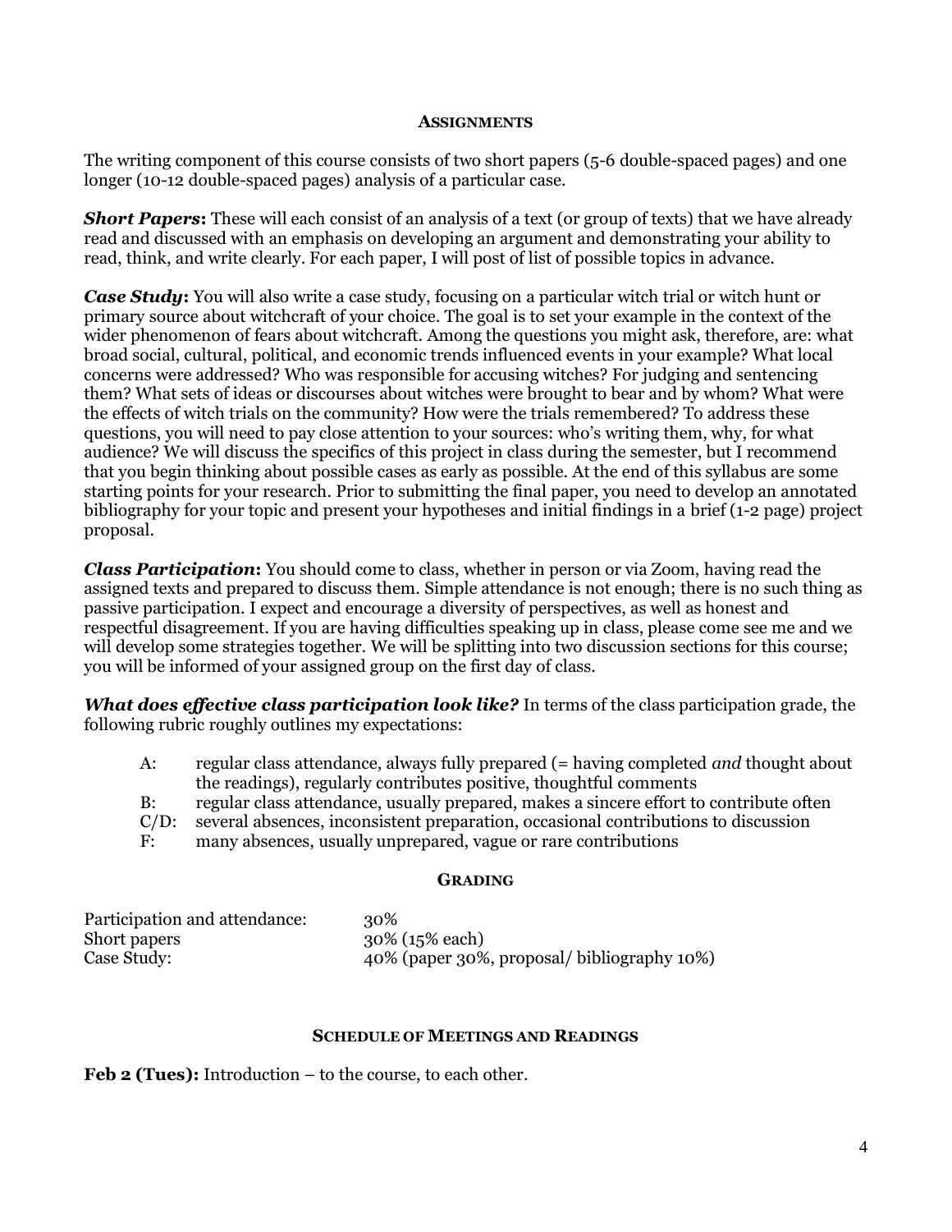## Assignments

The writing component of this course consists of two short papers (5-6 double-spaced pages) and one longer (10-12 double-spaced pages) analysis of a particular case.

***Short Papers*:** These will each consist of an analysis of a text (or group of texts) that we have already read and discussed with an emphasis on developing an argument and demonstrating your ability to read, think, and write clearly. For each paper, I will post of list of possible topics in advance.

***Case Study*:** You will also write a case study, focusing on a particular witch trial or witch hunt or primary source about witchcraft of your choice. The goal is to set your example in the context of the wider phenomenon of fears about witchcraft. Among the questions you might ask, therefore, are: what broad social, cultural, political, and economic trends influenced events in your example? What local concerns were addressed? Who was responsible for accusing witches? For judging and sentencing them? What sets of ideas or discourses about witches were brought to bear and by whom? What were the effects of witch trials on the community? How were the trials remembered? To address these questions, you will need to pay close attention to your sources: who's writing them, why, for what audience? We will discuss the specifics of this project in class during the semester, but I recommend that you begin thinking about possible cases as early as possible. At the end of this syllabus are some starting points for your research. Prior to submitting the final paper, you need to develop an annotated bibliography for your topic and present your hypotheses and initial findings in a brief (1-2 page) project proposal.

***Class Participation*:** You should come to class, whether in person or via Zoom, having read the assigned texts and prepared to discuss them. Simple attendance is not enough; there is no such thing as passive participation. I expect and encourage a diversity of perspectives, as well as honest and respectful disagreement. If you are having difficulties speaking up in class, please come see me and we will develop some strategies together. We will be splitting into two discussion sections for this course; you will be informed of your assigned group on the first day of class.

***What does effective class participation look like?*** In terms of the class participation grade, the following rubric roughly outlines my expectations:

- A: regular class attendance, always fully prepared (= having completed *and* thought about the readings), regularly contributes positive, thoughtful comments
- B: regular class attendance, usually prepared, makes a sincere effort to contribute often
- C/D: several absences, inconsistent preparation, occasional contributions to discussion
- F: many absences, usually unprepared, vague or rare contributions

## Grading

| | |
|---|---|
| Participation and attendance: | 30% |
| Short papers | 30% (15% each) |
| Case Study: | 40% (paper 30%, proposal/ bibliography 10%) |

## Schedule of Meetings and Readings

**Feb 2 (Tues):** Introduction – to the course, to each other.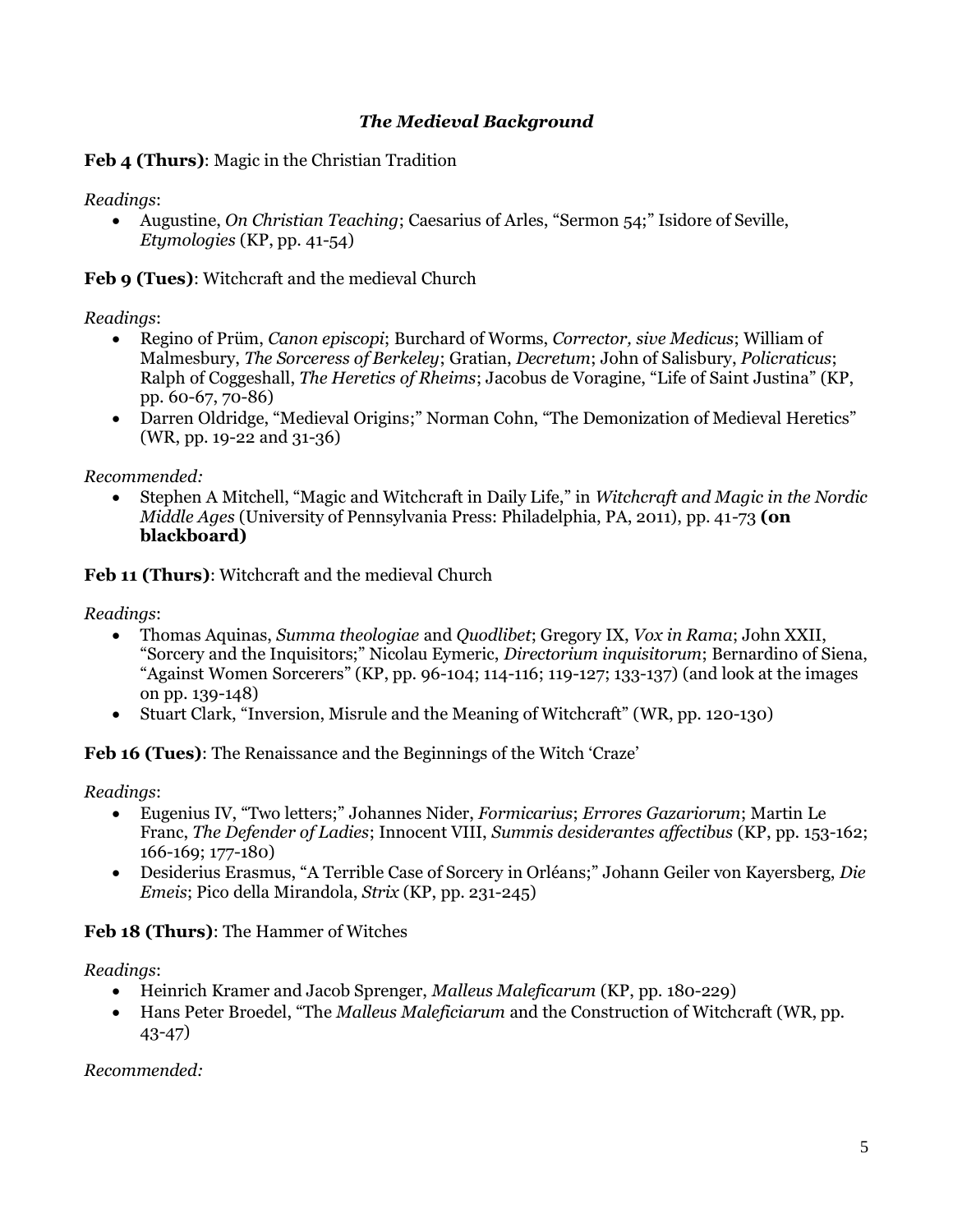### *The Medieval Background*

**Feb 4 (Thurs)**: Magic in the Christian Tradition

*Readings*:

- Augustine, *On Christian Teaching*; Caesarius of Arles, "Sermon 54;" Isidore of Seville, *Etymologies* (KP, pp. 41-54)

**Feb 9 (Tues)**: Witchcraft and the medieval Church

*Readings*:

- Regino of Prüm, *Canon episcopi*; Burchard of Worms, *Corrector, sive Medicus*; William of Malmesbury, *The Sorceress of Berkeley*; Gratian, *Decretum*; John of Salisbury, *Policraticus*; Ralph of Coggeshall, *The Heretics of Rheims*; Jacobus de Voragine, "Life of Saint Justina" (KP, pp. 60-67, 70-86)
- Darren Oldridge, "Medieval Origins;" Norman Cohn, "The Demonization of Medieval Heretics" (WR, pp. 19-22 and 31-36)

*Recommended:*

- Stephen A Mitchell, "Magic and Witchcraft in Daily Life," in *Witchcraft and Magic in the Nordic Middle Ages* (University of Pennsylvania Press: Philadelphia, PA, 2011), pp. 41-73 **(on blackboard)**

**Feb 11 (Thurs)**: Witchcraft and the medieval Church

*Readings*:

- Thomas Aquinas, *Summa theologiae* and *Quodlibet*; Gregory IX, *Vox in Rama*; John XXII, "Sorcery and the Inquisitors;" Nicolau Eymeric, *Directorium inquisitorum*; Bernardino of Siena, "Against Women Sorcerers" (KP, pp. 96-104; 114-116; 119-127; 133-137) (and look at the images on pp. 139-148)
- Stuart Clark, "Inversion, Misrule and the Meaning of Witchcraft" (WR, pp. 120-130)

**Feb 16 (Tues)**: The Renaissance and the Beginnings of the Witch 'Craze'

*Readings*:

- Eugenius IV, "Two letters;" Johannes Nider, *Formicarius*; *Errores Gazariorum*; Martin Le Franc, *The Defender of Ladies*; Innocent VIII, *Summis desiderantes affectibus* (KP, pp. 153-162; 166-169; 177-180)
- Desiderius Erasmus, "A Terrible Case of Sorcery in Orléans;" Johann Geiler von Kayersberg, *Die Emeis*; Pico della Mirandola, *Strix* (KP, pp. 231-245)

**Feb 18 (Thurs)**: The Hammer of Witches

*Readings*:

- Heinrich Kramer and Jacob Sprenger, *Malleus Maleficarum* (KP, pp. 180-229)
- Hans Peter Broedel, "The *Malleus Maleficiarum* and the Construction of Witchcraft (WR, pp. 43-47)

*Recommended:*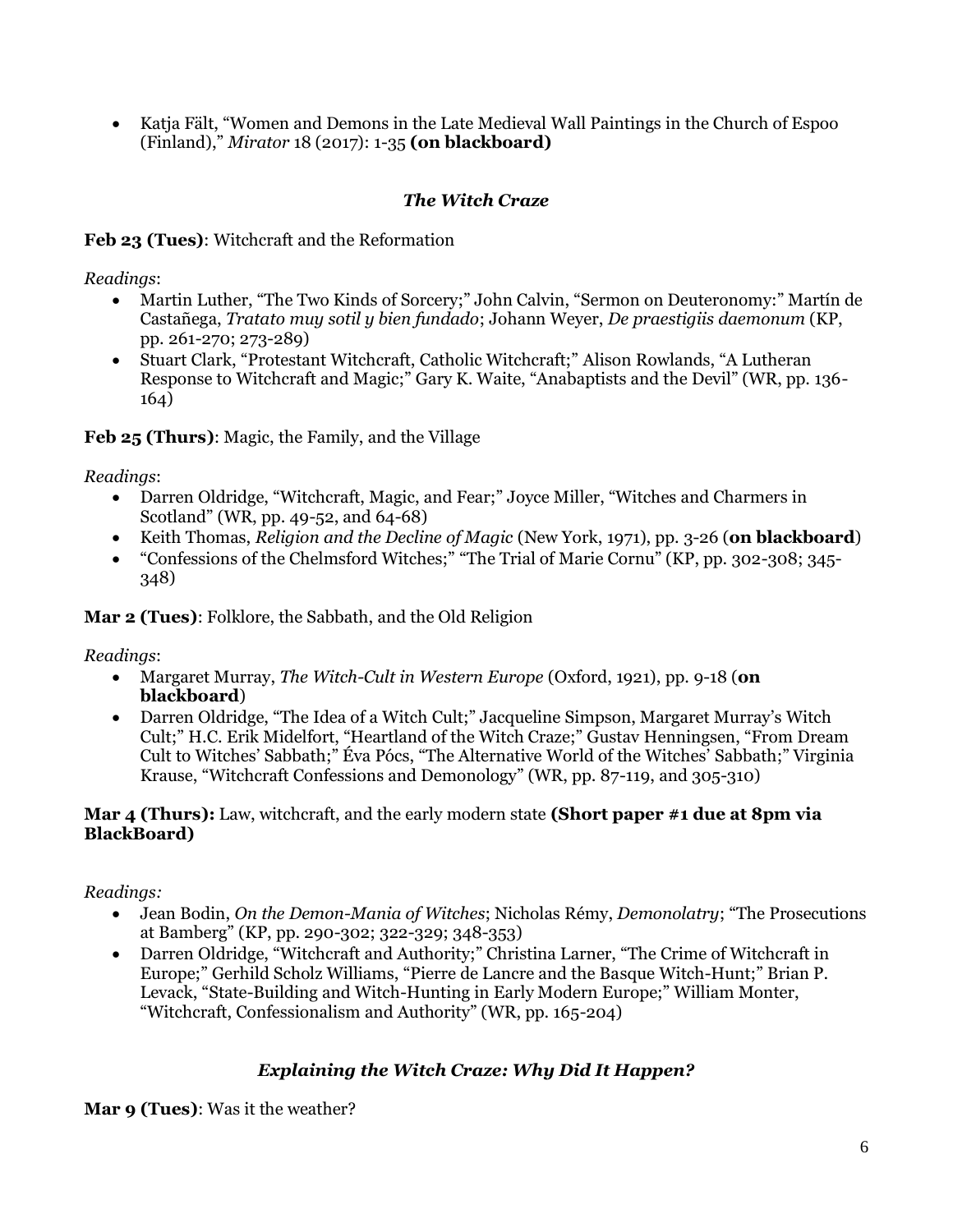- Katja Fält, "Women and Demons in the Late Medieval Wall Paintings in the Church of Espoo (Finland)," *Mirator* 18 (2017): 1-35 **(on blackboard)**

## *The Witch Craze*

**Feb 23 (Tues)**: Witchcraft and the Reformation

*Readings*:

- Martin Luther, "The Two Kinds of Sorcery;" John Calvin, "Sermon on Deuteronomy:" Martín de Castañega, *Tratato muy sotil y bien fundado*; Johann Weyer, *De praestigiis daemonum* (KP, pp. 261-270; 273-289)
- Stuart Clark, "Protestant Witchcraft, Catholic Witchcraft;" Alison Rowlands, "A Lutheran Response to Witchcraft and Magic;" Gary K. Waite, "Anabaptists and the Devil" (WR, pp. 136-164)

**Feb 25 (Thurs)**: Magic, the Family, and the Village

*Readings*:

- Darren Oldridge, "Witchcraft, Magic, and Fear;" Joyce Miller, "Witches and Charmers in Scotland" (WR, pp. 49-52, and 64-68)
- Keith Thomas, *Religion and the Decline of Magic* (New York, 1971), pp. 3-26 (**on blackboard**)
- "Confessions of the Chelmsford Witches;" "The Trial of Marie Cornu" (KP, pp. 302-308; 345-348)

**Mar 2 (Tues)**: Folklore, the Sabbath, and the Old Religion

*Readings*:

- Margaret Murray, *The Witch-Cult in Western Europe* (Oxford, 1921), pp. 9-18 (**on blackboard**)
- Darren Oldridge, "The Idea of a Witch Cult;" Jacqueline Simpson, Margaret Murray's Witch Cult;" H.C. Erik Midelfort, "Heartland of the Witch Craze;" Gustav Henningsen, "From Dream Cult to Witches' Sabbath;" Éva Pócs, "The Alternative World of the Witches' Sabbath;" Virginia Krause, "Witchcraft Confessions and Demonology" (WR, pp. 87-119, and 305-310)

**Mar 4 (Thurs):** Law, witchcraft, and the early modern state **(Short paper #1 due at 8pm via BlackBoard)**

*Readings:*

- Jean Bodin, *On the Demon-Mania of Witches*; Nicholas Rémy, *Demonolatry*; "The Prosecutions at Bamberg" (KP, pp. 290-302; 322-329; 348-353)
- Darren Oldridge, "Witchcraft and Authority;" Christina Larner, "The Crime of Witchcraft in Europe;" Gerhild Scholz Williams, "Pierre de Lancre and the Basque Witch-Hunt;" Brian P. Levack, "State-Building and Witch-Hunting in Early Modern Europe;" William Monter, "Witchcraft, Confessionalism and Authority" (WR, pp. 165-204)

## *Explaining the Witch Craze: Why Did It Happen?*

**Mar 9 (Tues)**: Was it the weather?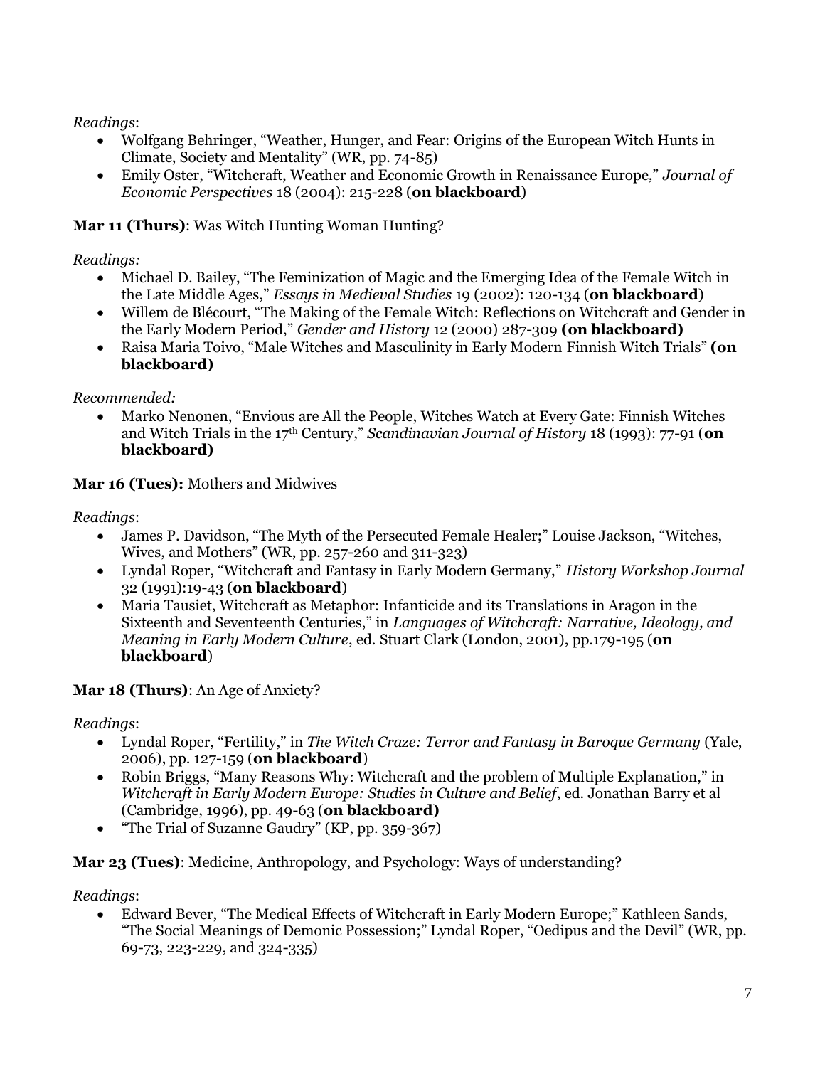*Readings*:

- Wolfgang Behringer, "Weather, Hunger, and Fear: Origins of the European Witch Hunts in Climate, Society and Mentality" (WR, pp. 74-85)
- Emily Oster, "Witchcraft, Weather and Economic Growth in Renaissance Europe," *Journal of Economic Perspectives* 18 (2004): 215-228 (**on blackboard**)

**Mar 11 (Thurs)**: Was Witch Hunting Woman Hunting?

*Readings:*

- Michael D. Bailey, "The Feminization of Magic and the Emerging Idea of the Female Witch in the Late Middle Ages," *Essays in Medieval Studies* 19 (2002): 120-134 (**on blackboard**)
- Willem de Blécourt, "The Making of the Female Witch: Reflections on Witchcraft and Gender in the Early Modern Period," *Gender and History* 12 (2000) 287-309 **(on blackboard)**
- Raisa Maria Toivo, "Male Witches and Masculinity in Early Modern Finnish Witch Trials" **(on blackboard)**

*Recommended:*

- Marko Nenonen, "Envious are All the People, Witches Watch at Every Gate: Finnish Witches and Witch Trials in the 17th Century," *Scandinavian Journal of History* 18 (1993): 77-91 (**on blackboard)**

**Mar 16 (Tues):** Mothers and Midwives

*Readings*:

- James P. Davidson, "The Myth of the Persecuted Female Healer;" Louise Jackson, "Witches, Wives, and Mothers" (WR, pp. 257-260 and 311-323)
- Lyndal Roper, "Witchcraft and Fantasy in Early Modern Germany," *History Workshop Journal* 32 (1991):19-43 (**on blackboard**)
- Maria Tausiet, Witchcraft as Metaphor: Infanticide and its Translations in Aragon in the Sixteenth and Seventeenth Centuries," in *Languages of Witchcraft: Narrative, Ideology, and Meaning in Early Modern Culture*, ed. Stuart Clark (London, 2001), pp.179-195 (**on blackboard**)

**Mar 18 (Thurs)**: An Age of Anxiety?

*Readings*:

- Lyndal Roper, "Fertility," in *The Witch Craze: Terror and Fantasy in Baroque Germany* (Yale, 2006), pp. 127-159 (**on blackboard**)
- Robin Briggs, "Many Reasons Why: Witchcraft and the problem of Multiple Explanation," in *Witchcraft in Early Modern Europe: Studies in Culture and Belief*, ed. Jonathan Barry et al (Cambridge, 1996), pp. 49-63 (**on blackboard)**
- "The Trial of Suzanne Gaudry" (KP, pp. 359-367)

**Mar 23 (Tues)**: Medicine, Anthropology, and Psychology: Ways of understanding?

*Readings*:

- Edward Bever, "The Medical Effects of Witchcraft in Early Modern Europe;" Kathleen Sands, "The Social Meanings of Demonic Possession;" Lyndal Roper, "Oedipus and the Devil" (WR, pp. 69-73, 223-229, and 324-335)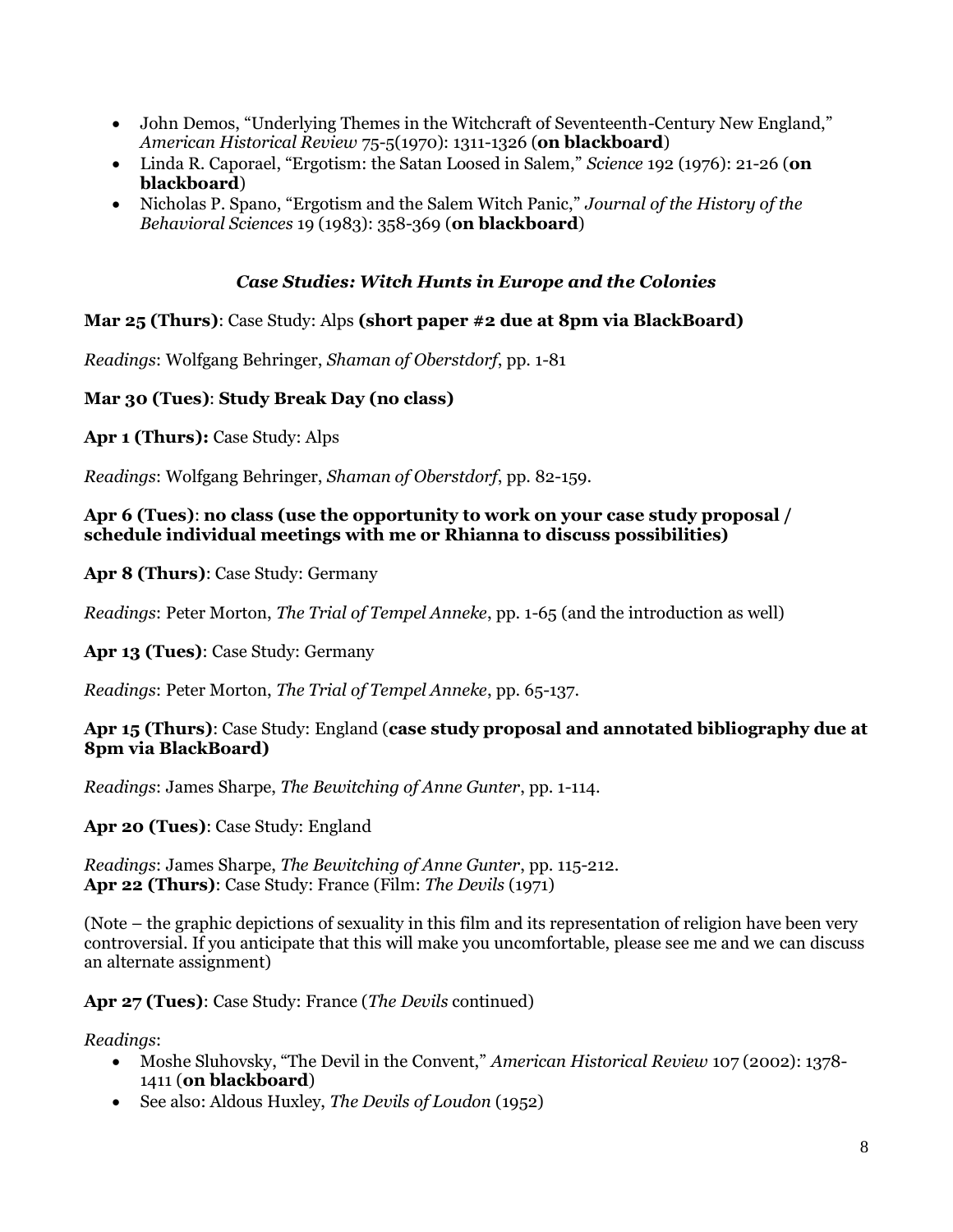- John Demos, "Underlying Themes in the Witchcraft of Seventeenth-Century New England," *American Historical Review* 75-5(1970): 1311-1326 (**on blackboard**)
- Linda R. Caporael, "Ergotism: the Satan Loosed in Salem," *Science* 192 (1976): 21-26 (**on blackboard**)
- Nicholas P. Spano, "Ergotism and the Salem Witch Panic," *Journal of the History of the Behavioral Sciences* 19 (1983): 358-369 (**on blackboard**)

### *Case Studies: Witch Hunts in Europe and the Colonies*

**Mar 25 (Thurs)**: Case Study: Alps **(short paper #2 due at 8pm via BlackBoard)**

*Readings*: Wolfgang Behringer, *Shaman of Oberstdorf*, pp. 1-81

**Mar 30 (Tues)**: **Study Break Day (no class)**

**Apr 1 (Thurs):** Case Study: Alps

*Readings*: Wolfgang Behringer, *Shaman of Oberstdorf*, pp. 82-159.

**Apr 6 (Tues)**: **no class (use the opportunity to work on your case study proposal / schedule individual meetings with me or Rhianna to discuss possibilities)**

**Apr 8 (Thurs)**: Case Study: Germany

*Readings*: Peter Morton, *The Trial of Tempel Anneke*, pp. 1-65 (and the introduction as well)

**Apr 13 (Tues)**: Case Study: Germany

*Readings*: Peter Morton, *The Trial of Tempel Anneke*, pp. 65-137.

**Apr 15 (Thurs)**: Case Study: England (**case study proposal and annotated bibliography due at 8pm via BlackBoard)**

*Readings*: James Sharpe, *The Bewitching of Anne Gunter*, pp. 1-114.

**Apr 20 (Tues)**: Case Study: England

*Readings*: James Sharpe, *The Bewitching of Anne Gunter*, pp. 115-212.
**Apr 22 (Thurs)**: Case Study: France (Film: *The Devils* (1971)

(Note – the graphic depictions of sexuality in this film and its representation of religion have been very controversial. If you anticipate that this will make you uncomfortable, please see me and we can discuss an alternate assignment)

**Apr 27 (Tues)**: Case Study: France (*The Devils* continued)

*Readings*:

- Moshe Sluhovsky, "The Devil in the Convent," *American Historical Review* 107 (2002): 1378-1411 (**on blackboard**)
- See also: Aldous Huxley, *The Devils of Loudon* (1952)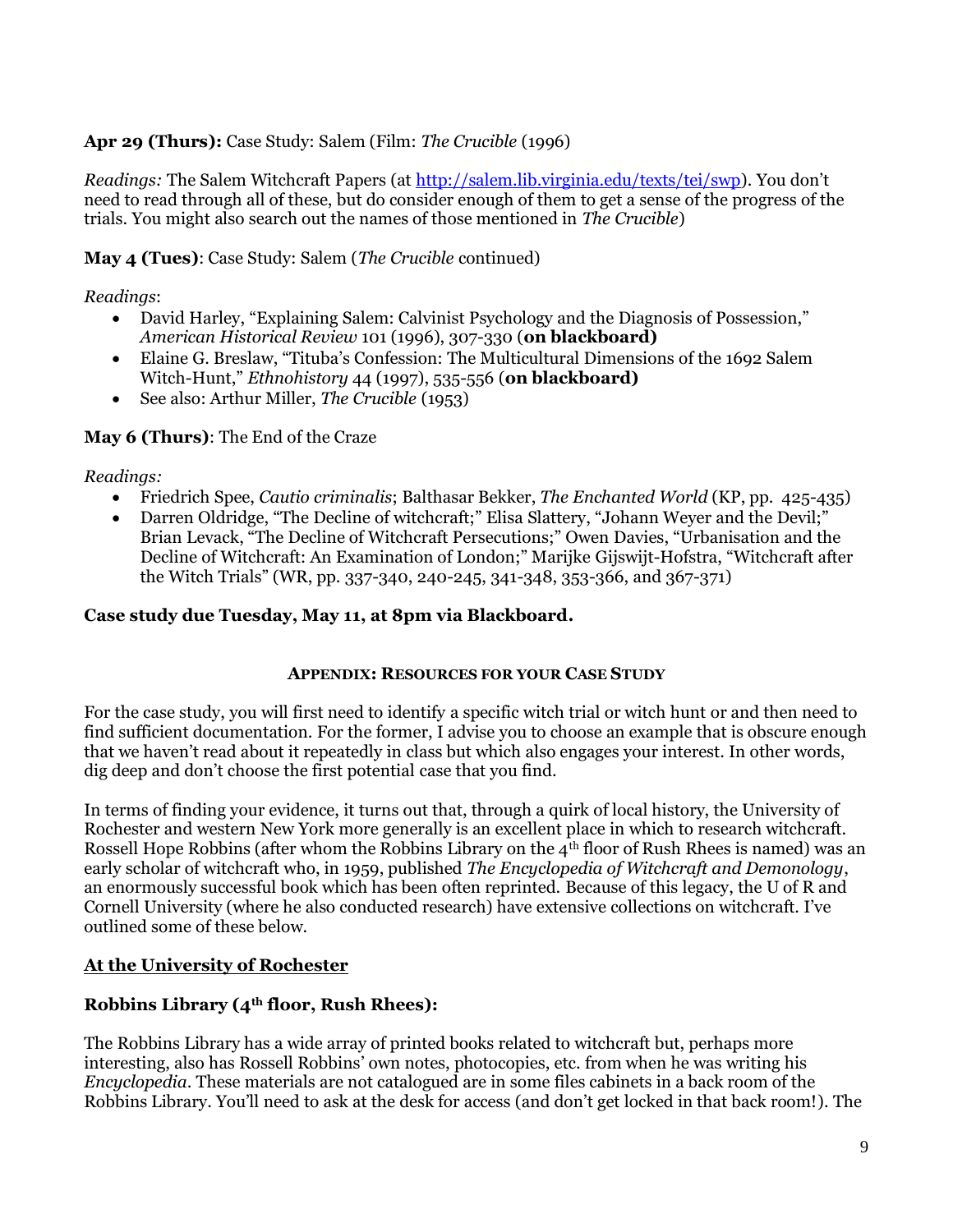**Apr 29 (Thurs):** Case Study: Salem (Film: *The Crucible* (1996)

*Readings:* The Salem Witchcraft Papers (at http://salem.lib.virginia.edu/texts/tei/swp). You don't need to read through all of these, but do consider enough of them to get a sense of the progress of the trials. You might also search out the names of those mentioned in *The Crucible*)

**May 4 (Tues)**: Case Study: Salem (*The Crucible* continued)

*Readings*:

- David Harley, "Explaining Salem: Calvinist Psychology and the Diagnosis of Possession," *American Historical Review* 101 (1996), 307-330 (**on blackboard)**
- Elaine G. Breslaw, "Tituba's Confession: The Multicultural Dimensions of the 1692 Salem Witch-Hunt," *Ethnohistory* 44 (1997), 535-556 (**on blackboard)**
- See also: Arthur Miller, *The Crucible* (1953)

**May 6 (Thurs)**: The End of the Craze

*Readings:*

- Friedrich Spee, *Cautio criminalis*; Balthasar Bekker, *The Enchanted World* (KP, pp. 425-435)
- Darren Oldridge, "The Decline of witchcraft;" Elisa Slattery, "Johann Weyer and the Devil;" Brian Levack, "The Decline of Witchcraft Persecutions;" Owen Davies, "Urbanisation and the Decline of Witchcraft: An Examination of London;" Marijke Gijswijt-Hofstra, "Witchcraft after the Witch Trials" (WR, pp. 337-340, 240-245, 341-348, 353-366, and 367-371)

**Case study due Tuesday, May 11, at 8pm via Blackboard.**

## APPENDIX: RESOURCES FOR YOUR CASE STUDY

For the case study, you will first need to identify a specific witch trial or witch hunt or and then need to find sufficient documentation. For the former, I advise you to choose an example that is obscure enough that we haven't read about it repeatedly in class but which also engages your interest. In other words, dig deep and don't choose the first potential case that you find.

In terms of finding your evidence, it turns out that, through a quirk of local history, the University of Rochester and western New York more generally is an excellent place in which to research witchcraft. Rossell Hope Robbins (after whom the Robbins Library on the 4th floor of Rush Rhees is named) was an early scholar of witchcraft who, in 1959, published *The Encyclopedia of Witchcraft and Demonology*, an enormously successful book which has been often reprinted. Because of this legacy, the U of R and Cornell University (where he also conducted research) have extensive collections on witchcraft. I've outlined some of these below.

### At the University of Rochester

### Robbins Library (4th floor, Rush Rhees):

The Robbins Library has a wide array of printed books related to witchcraft but, perhaps more interesting, also has Rossell Robbins' own notes, photocopies, etc. from when he was writing his *Encyclopedia*. These materials are not catalogued are in some files cabinets in a back room of the Robbins Library. You'll need to ask at the desk for access (and don't get locked in that back room!). The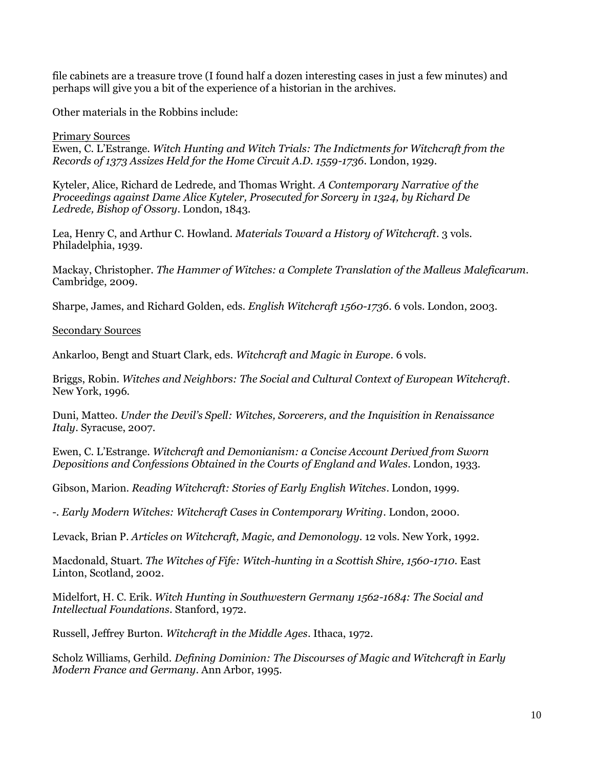file cabinets are a treasure trove (I found half a dozen interesting cases in just a few minutes) and perhaps will give you a bit of the experience of a historian in the archives.

Other materials in the Robbins include:

Primary Sources

Ewen, C. L'Estrange. *Witch Hunting and Witch Trials: The Indictments for Witchcraft from the Records of 1373 Assizes Held for the Home Circuit A.D. 1559-1736*. London, 1929.

Kyteler, Alice, Richard de Ledrede, and Thomas Wright. *A Contemporary Narrative of the Proceedings against Dame Alice Kyteler, Prosecuted for Sorcery in 1324, by Richard De Ledrede, Bishop of Ossory*. London, 1843.

Lea, Henry C, and Arthur C. Howland. *Materials Toward a History of Witchcraft*. 3 vols. Philadelphia, 1939.

Mackay, Christopher. *The Hammer of Witches: a Complete Translation of the Malleus Maleficarum*. Cambridge, 2009.

Sharpe, James, and Richard Golden, eds. *English Witchcraft 1560-1736*. 6 vols. London, 2003.

Secondary Sources

Ankarloo, Bengt and Stuart Clark, eds. *Witchcraft and Magic in Europe*. 6 vols.

Briggs, Robin. *Witches and Neighbors: The Social and Cultural Context of European Witchcraft*. New York, 1996.

Duni, Matteo. *Under the Devil's Spell: Witches, Sorcerers, and the Inquisition in Renaissance Italy*. Syracuse, 2007.

Ewen, C. L'Estrange. *Witchcraft and Demonianism: a Concise Account Derived from Sworn Depositions and Confessions Obtained in the Courts of England and Wales*. London, 1933.

Gibson, Marion. *Reading Witchcraft: Stories of Early English Witches*. London, 1999.

-. *Early Modern Witches: Witchcraft Cases in Contemporary Writing*. London, 2000.

Levack, Brian P. *Articles on Witchcraft, Magic, and Demonology*. 12 vols. New York, 1992.

Macdonald, Stuart. *The Witches of Fife: Witch-hunting in a Scottish Shire, 1560-1710*. East Linton, Scotland, 2002.

Midelfort, H. C. Erik. *Witch Hunting in Southwestern Germany 1562-1684: The Social and Intellectual Foundations*. Stanford, 1972.

Russell, Jeffrey Burton. *Witchcraft in the Middle Ages*. Ithaca, 1972.

Scholz Williams, Gerhild. *Defining Dominion: The Discourses of Magic and Witchcraft in Early Modern France and Germany*. Ann Arbor, 1995.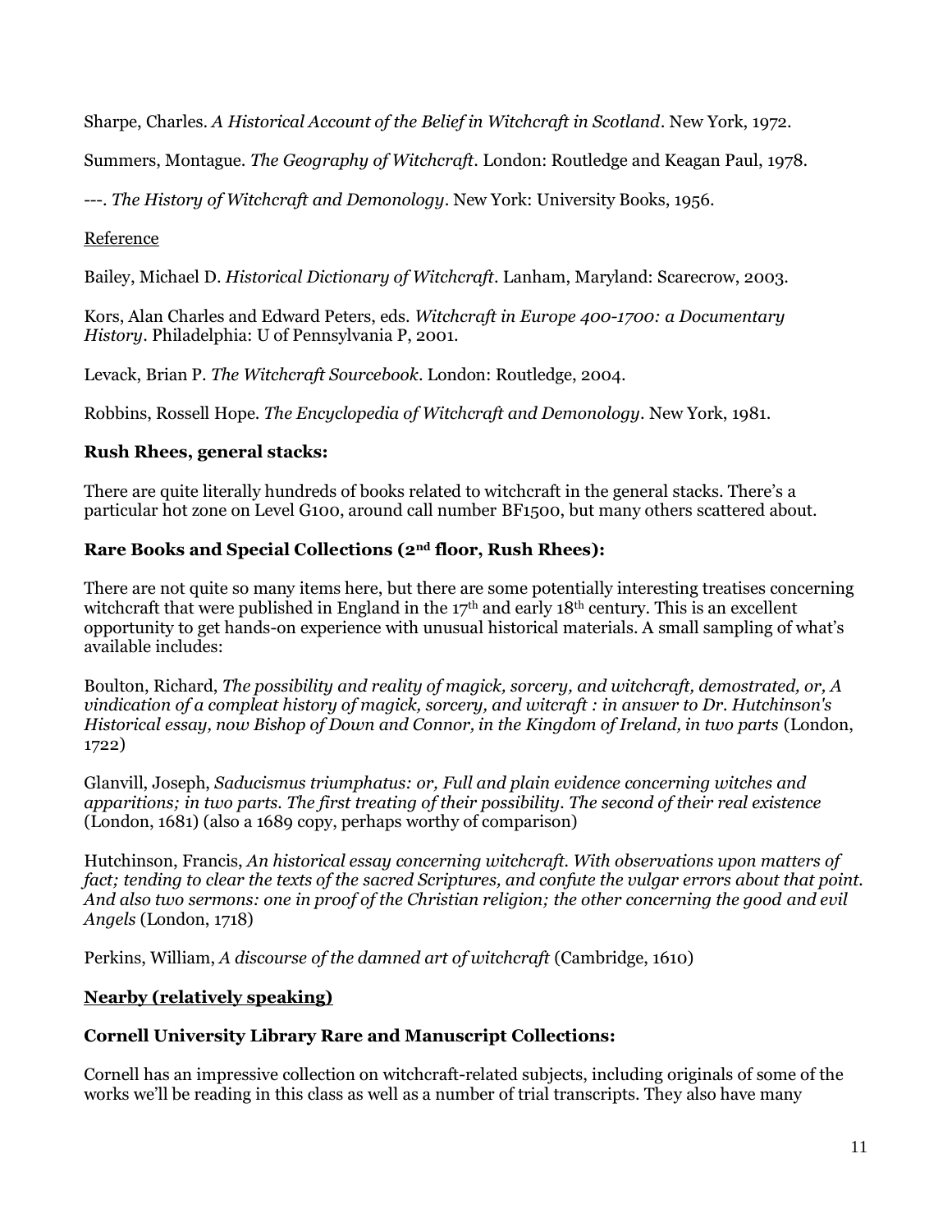Sharpe, Charles. *A Historical Account of the Belief in Witchcraft in Scotland*. New York, 1972.

Summers, Montague. *The Geography of Witchcraft*. London: Routledge and Keagan Paul, 1978.

---. *The History of Witchcraft and Demonology*. New York: University Books, 1956.

Reference

Bailey, Michael D. *Historical Dictionary of Witchcraft*. Lanham, Maryland: Scarecrow, 2003.

Kors, Alan Charles and Edward Peters, eds. *Witchcraft in Europe 400-1700: a Documentary History*. Philadelphia: U of Pennsylvania P, 2001.

Levack, Brian P. *The Witchcraft Sourcebook*. London: Routledge, 2004.

Robbins, Rossell Hope. *The Encyclopedia of Witchcraft and Demonology*. New York, 1981.

**Rush Rhees, general stacks:**

There are quite literally hundreds of books related to witchcraft in the general stacks. There's a particular hot zone on Level G100, around call number BF1500, but many others scattered about.

**Rare Books and Special Collections (2nd floor, Rush Rhees):**

There are not quite so many items here, but there are some potentially interesting treatises concerning witchcraft that were published in England in the 17th and early 18th century. This is an excellent opportunity to get hands-on experience with unusual historical materials. A small sampling of what's available includes:

Boulton, Richard, *The possibility and reality of magick, sorcery, and witchcraft, demostrated, or, A vindication of a compleat history of magick, sorcery, and witcraft : in answer to Dr. Hutchinson's Historical essay, now Bishop of Down and Connor, in the Kingdom of Ireland, in two parts* (London, 1722)

Glanvill, Joseph, *Saducismus triumphatus: or, Full and plain evidence concerning witches and apparitions; in two parts. The first treating of their possibility. The second of their real existence* (London, 1681) (also a 1689 copy, perhaps worthy of comparison)

Hutchinson, Francis, *An historical essay concerning witchcraft. With observations upon matters of fact; tending to clear the texts of the sacred Scriptures, and confute the vulgar errors about that point. And also two sermons: one in proof of the Christian religion; the other concerning the good and evil Angels* (London, 1718)

Perkins, William, *A discourse of the damned art of witchcraft* (Cambridge, 1610)

## Nearby (relatively speaking)

**Cornell University Library Rare and Manuscript Collections:**

Cornell has an impressive collection on witchcraft-related subjects, including originals of some of the works we'll be reading in this class as well as a number of trial transcripts. They also have many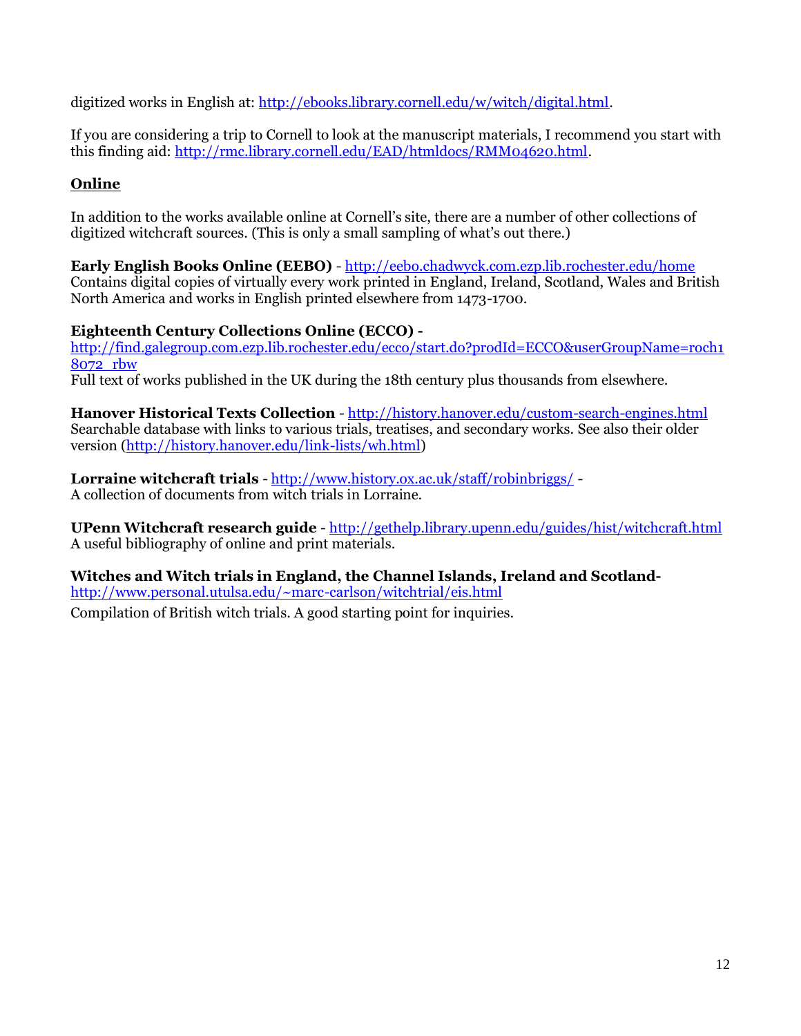digitized works in English at: http://ebooks.library.cornell.edu/w/witch/digital.html.

If you are considering a trip to Cornell to look at the manuscript materials, I recommend you start with this finding aid: http://rmc.library.cornell.edu/EAD/htmldocs/RMM04620.html.

## Online

In addition to the works available online at Cornell's site, there are a number of other collections of digitized witchcraft sources. (This is only a small sampling of what's out there.)

**Early English Books Online (EEBO)** - http://eebo.chadwyck.com.ezp.lib.rochester.edu/home
Contains digital copies of virtually every work printed in England, Ireland, Scotland, Wales and British North America and works in English printed elsewhere from 1473-1700.

**Eighteenth Century Collections Online (ECCO) -**
http://find.galegroup.com.ezp.lib.rochester.edu/ecco/start.do?prodId=ECCO&userGroupName=roch18072_rbw
Full text of works published in the UK during the 18th century plus thousands from elsewhere.

**Hanover Historical Texts Collection** - http://history.hanover.edu/custom-search-engines.html
Searchable database with links to various trials, treatises, and secondary works. See also their older version (http://history.hanover.edu/link-lists/wh.html)

**Lorraine witchcraft trials** - http://www.history.ox.ac.uk/staff/robinbriggs/ -
A collection of documents from witch trials in Lorraine.

**UPenn Witchcraft research guide** - http://gethelp.library.upenn.edu/guides/hist/witchcraft.html
A useful bibliography of online and print materials.

**Witches and Witch trials in England, the Channel Islands, Ireland and Scotland-**
http://www.personal.utulsa.edu/~marc-carlson/witchtrial/eis.html
Compilation of British witch trials. A good starting point for inquiries.